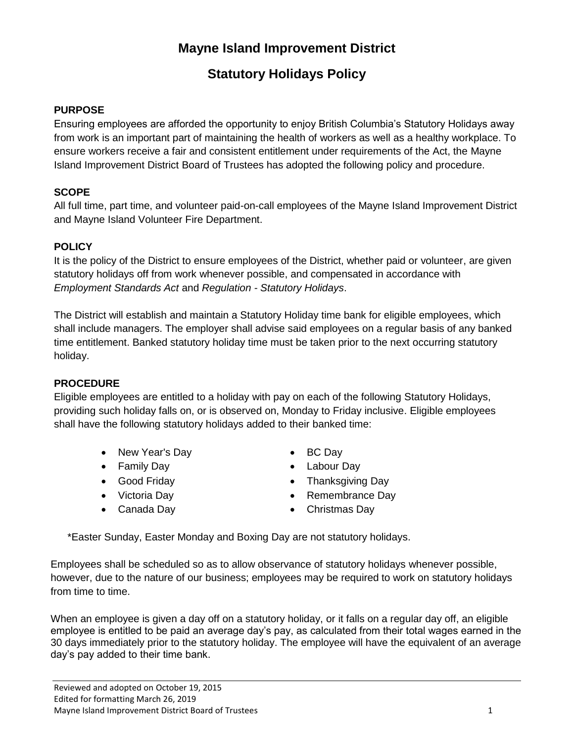# Mayne Island Improvement District

## Statutory Holidays Policy

### PURPOSE

Ensuring employees are afforded the opportunity to enjoy British Columbia's Statutory Holidays away from work is an important part of maintaining the health of workers as well as a healthy workplace. To ensure workers receive a fair and consistent entitlement under requirements of the Act, the Mayne Island Improvement District Board of Trustees has adopted the following policy and procedure.

### SCOPE

All full time, part time, and volunteer paid-on-call employees of the Mayne Island Improvement District and Mayne Island Volunteer Fire Department.

### POLICY

It is the policy of the District to ensure employees of the District, whether paid or volunteer, are given statutory holidays off from work whenever possible, and compensated in accordance with *Employment Standards Act* and *Regulation - Statutory Holidays*.

The District will establish and maintain a Statutory Holiday time bank for eligible employees, which shall include managers. The employer shall advise said employees on a regular basis of any banked time entitlement. Banked statutory holiday time must be taken prior to the next occurring statutory holiday.

### PROCEDURE

Eligible employees are entitled to a holiday with pay on each of the following Statutory Holidays, providing such holiday falls on, or is observed on, Monday to Friday inclusive. Eligible employees shall have the following statutory holidays added to their banked time:

- New Year's Day
- Family Day
- Good Friday
- Victoria Day
- Canada Day
- BC Day
- Labour Day
- Thanksgiving Day
- Remembrance Day
- Christmas Day

*Easter Sunday, Easter Monday and Boxing Day are not statutory holidays.

Employees shall be scheduled so as to allow observance of statutory holidays whenever possible, however, due to the nature of our business; employees may be required to work on statutory holidays from time to time.

When an employee is given a day off on a statutory holiday, or it falls on a regular day off, an eligible employee is entitled to be paid an average day's pay, as calculated from their total wages earned in the 30 days immediately prior to the statutory holiday. The employee will have the equivalent of an average day's pay added to their time bank.

Reviewed and adopted on October 19, 2015
Edited for formatting March 26, 2019
Mayne Island Improvement District Board of Trustees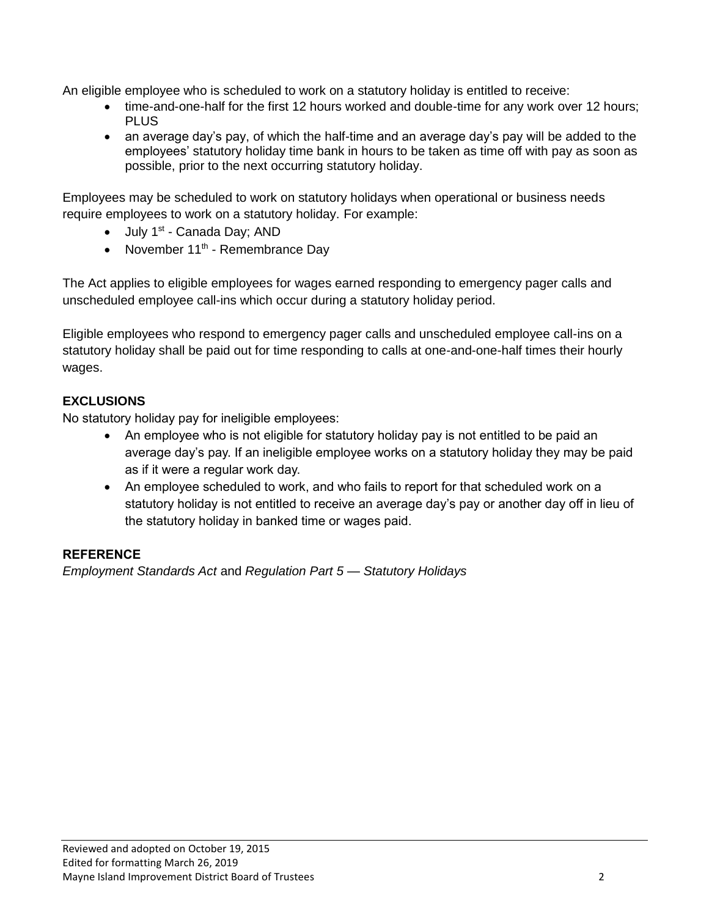An eligible employee who is scheduled to work on a statutory holiday is entitled to receive:

- time-and-one-half for the first 12 hours worked and double-time for any work over 12 hours; PLUS
- an average day's pay, of which the half-time and an average day's pay will be added to the employees' statutory holiday time bank in hours to be taken as time off with pay as soon as possible, prior to the next occurring statutory holiday.

Employees may be scheduled to work on statutory holidays when operational or business needs require employees to work on a statutory holiday. For example:

- July 1st - Canada Day; AND
- November 11th - Remembrance Day

The Act applies to eligible employees for wages earned responding to emergency pager calls and unscheduled employee call-ins which occur during a statutory holiday period.

Eligible employees who respond to emergency pager calls and unscheduled employee call-ins on a statutory holiday shall be paid out for time responding to calls at one-and-one-half times their hourly wages.

**EXCLUSIONS**

No statutory holiday pay for ineligible employees:

- An employee who is not eligible for statutory holiday pay is not entitled to be paid an average day's pay. If an ineligible employee works on a statutory holiday they may be paid as if it were a regular work day.
- An employee scheduled to work, and who fails to report for that scheduled work on a statutory holiday is not entitled to receive an average day's pay or another day off in lieu of the statutory holiday in banked time or wages paid.

**REFERENCE**

*Employment Standards Act* and *Regulation Part 5 — Statutory Holidays*

Reviewed and adopted on October 19, 2015
Edited for formatting March 26, 2019
Mayne Island Improvement District Board of Trustees